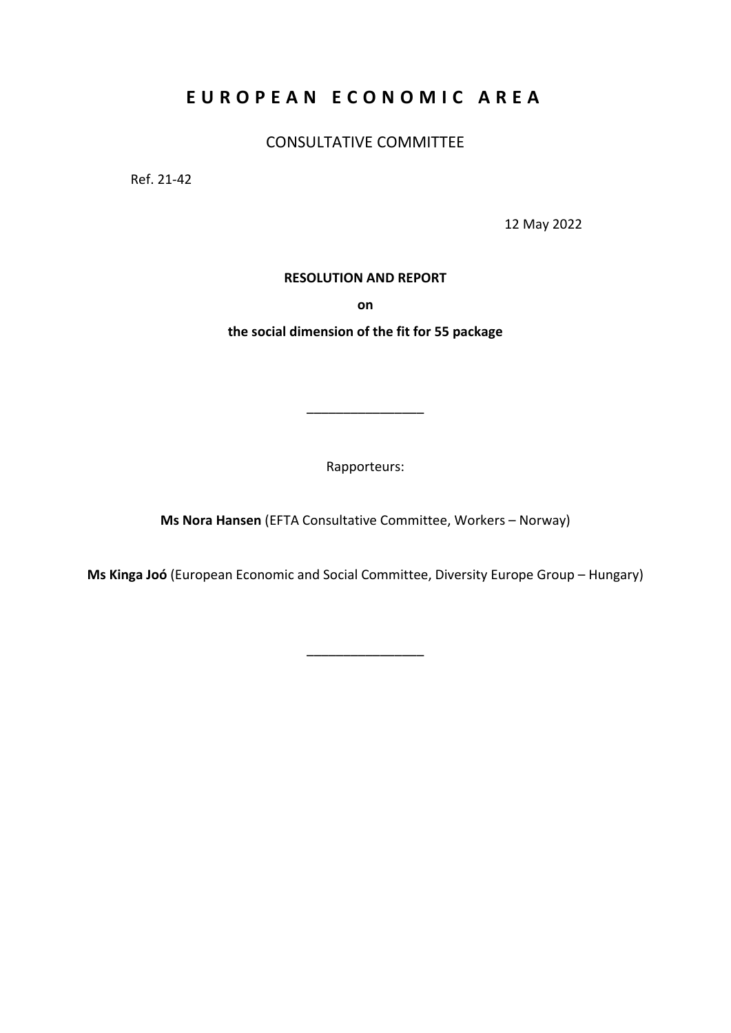# E U R O P E A N  E C O N O M I C  A R E A

CONSULTATIVE COMMITTEE

Ref. 21-42

12 May 2022

**RESOLUTION AND REPORT**

**on**

**the social dimension of the fit for 55 package**

________________

Rapporteurs:

**Ms Nora Hansen** (EFTA Consultative Committee, Workers – Norway)

**Ms Kinga Joó** (European Economic and Social Committee, Diversity Europe Group – Hungary)

________________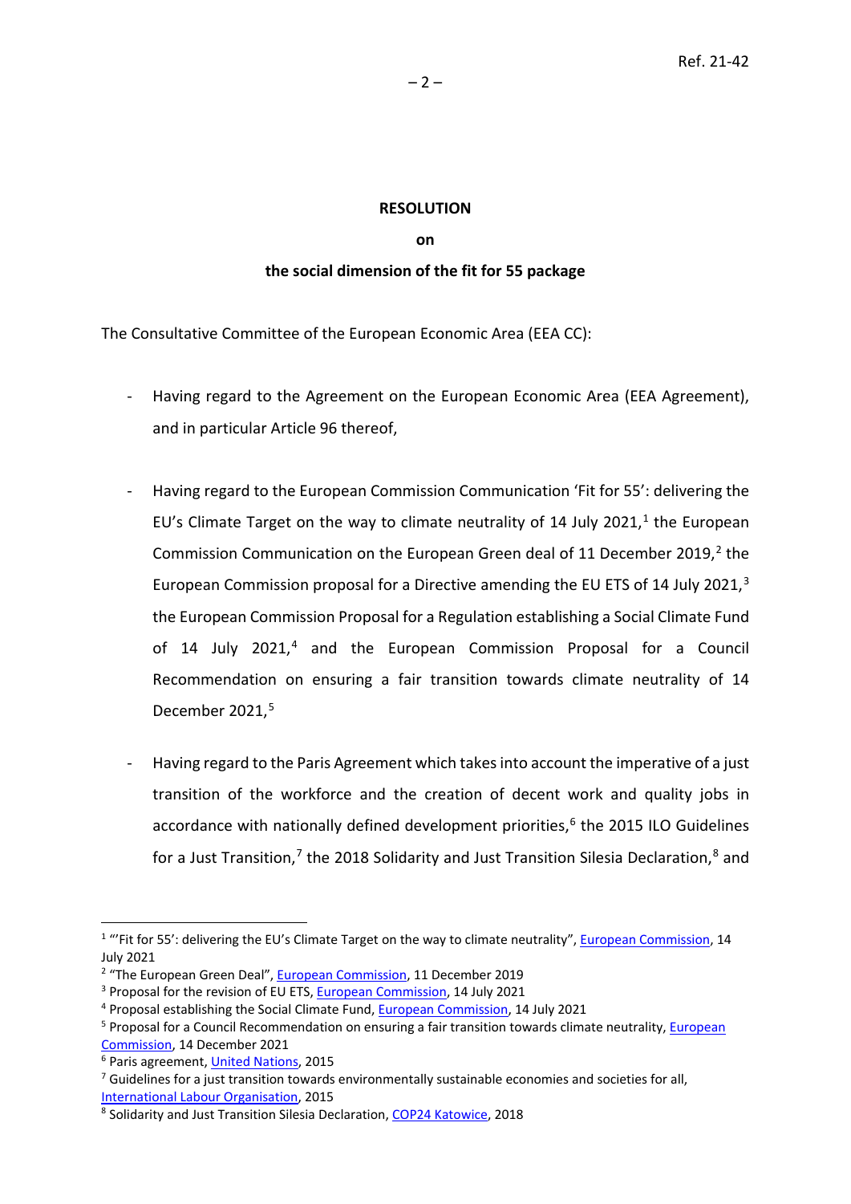**RESOLUTION**

**on**

**the social dimension of the fit for 55 package**

The Consultative Committee of the European Economic Area (EEA CC):

- Having regard to the Agreement on the European Economic Area (EEA Agreement), and in particular Article 96 thereof,

- Having regard to the European Commission Communication 'Fit for 55': delivering the EU's Climate Target on the way to climate neutrality of 14 July 2021,[1] the European Commission Communication on the European Green deal of 11 December 2019,[2] the European Commission proposal for a Directive amending the EU ETS of 14 July 2021,[3] the European Commission Proposal for a Regulation establishing a Social Climate Fund of 14 July 2021,[4] and the European Commission Proposal for a Council Recommendation on ensuring a fair transition towards climate neutrality of 14 December 2021,[5]

- Having regard to the Paris Agreement which takes into account the imperative of a just transition of the workforce and the creation of decent work and quality jobs in accordance with nationally defined development priorities,[6] the 2015 ILO Guidelines for a Just Transition,[7] the 2018 Solidarity and Just Transition Silesia Declaration,[8] and

---

[1] "'Fit for 55': delivering the EU's Climate Target on the way to climate neutrality", European Commission, 14 July 2021

[2] "The European Green Deal", European Commission, 11 December 2019

[3] Proposal for the revision of EU ETS, European Commission, 14 July 2021

[4] Proposal establishing the Social Climate Fund, European Commission, 14 July 2021

[5] Proposal for a Council Recommendation on ensuring a fair transition towards climate neutrality, European Commission, 14 December 2021

[6] Paris agreement, United Nations, 2015

[7] Guidelines for a just transition towards environmentally sustainable economies and societies for all, International Labour Organisation, 2015

[8] Solidarity and Just Transition Silesia Declaration, COP24 Katowice, 2018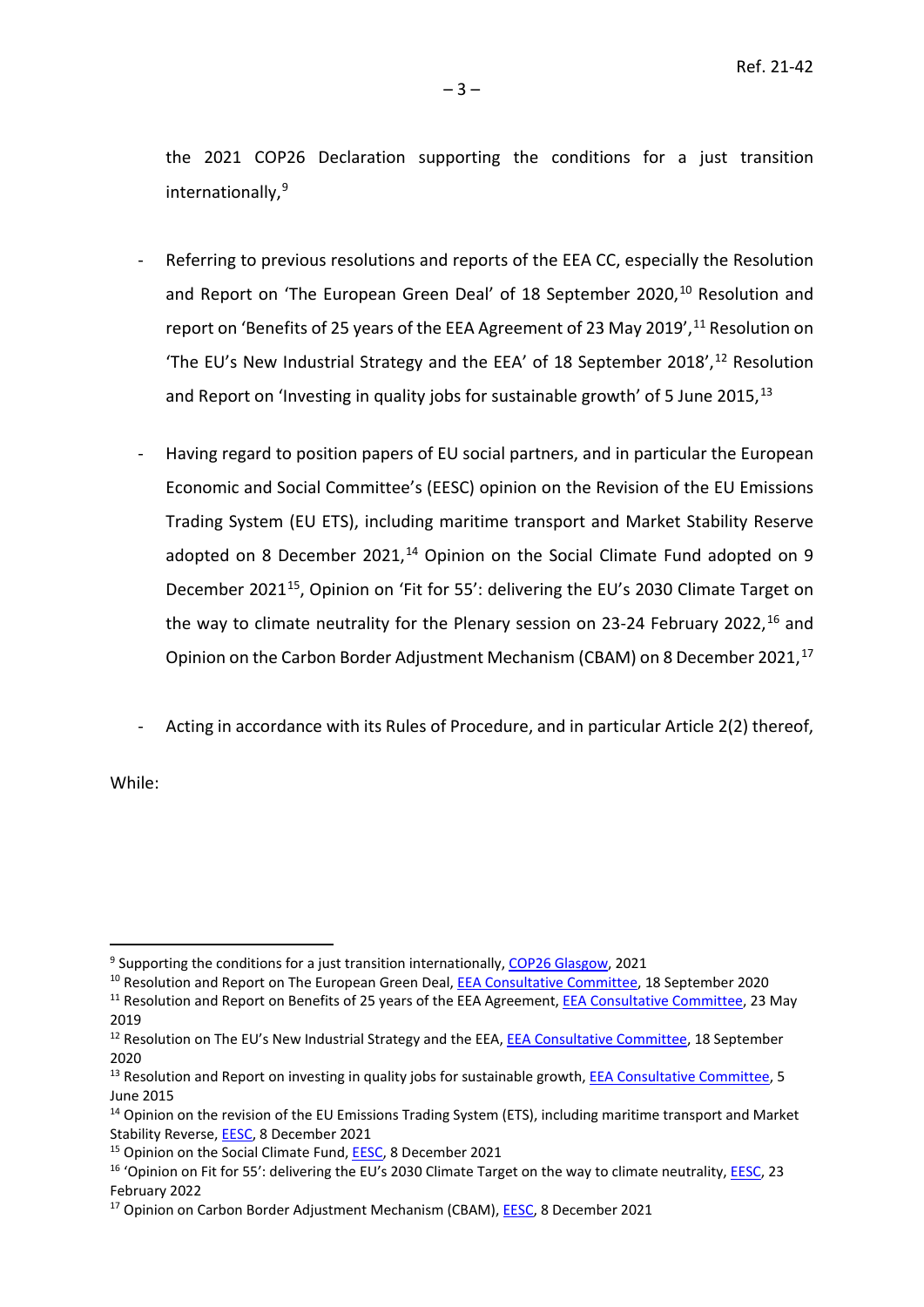the 2021 COP26 Declaration supporting the conditions for a just transition internationally,[9]

- Referring to previous resolutions and reports of the EEA CC, especially the Resolution and Report on 'The European Green Deal' of 18 September 2020,[10] Resolution and report on 'Benefits of 25 years of the EEA Agreement of 23 May 2019',[11] Resolution on 'The EU's New Industrial Strategy and the EEA' of 18 September 2018',[12] Resolution and Report on 'Investing in quality jobs for sustainable growth' of 5 June 2015,[13]

- Having regard to position papers of EU social partners, and in particular the European Economic and Social Committee's (EESC) opinion on the Revision of the EU Emissions Trading System (EU ETS), including maritime transport and Market Stability Reserve adopted on 8 December 2021,[14] Opinion on the Social Climate Fund adopted on 9 December 2021[15], Opinion on 'Fit for 55': delivering the EU's 2030 Climate Target on the way to climate neutrality for the Plenary session on 23-24 February 2022,[16] and Opinion on the Carbon Border Adjustment Mechanism (CBAM) on 8 December 2021,[17]

- Acting in accordance with its Rules of Procedure, and in particular Article 2(2) thereof,

While:

---

[9] Supporting the conditions for a just transition internationally, COP26 Glasgow, 2021

[10] Resolution and Report on The European Green Deal, EEA Consultative Committee, 18 September 2020

[11] Resolution and Report on Benefits of 25 years of the EEA Agreement, EEA Consultative Committee, 23 May 2019

[12] Resolution on The EU's New Industrial Strategy and the EEA, EEA Consultative Committee, 18 September 2020

[13] Resolution and Report on investing in quality jobs for sustainable growth, EEA Consultative Committee, 5 June 2015

[14] Opinion on the revision of the EU Emissions Trading System (ETS), including maritime transport and Market Stability Reverse, EESC, 8 December 2021

[15] Opinion on the Social Climate Fund, EESC, 8 December 2021

[16] 'Opinion on Fit for 55': delivering the EU's 2030 Climate Target on the way to climate neutrality, EESC, 23 February 2022

[17] Opinion on Carbon Border Adjustment Mechanism (CBAM), EESC, 8 December 2021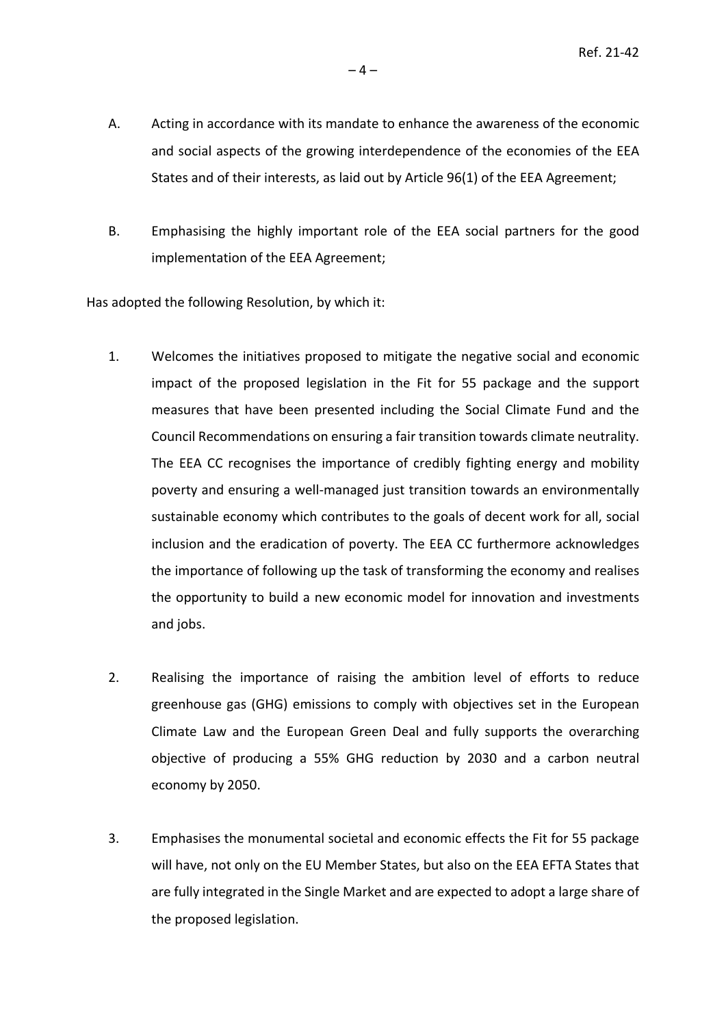A. Acting in accordance with its mandate to enhance the awareness of the economic and social aspects of the growing interdependence of the economies of the EEA States and of their interests, as laid out by Article 96(1) of the EEA Agreement;

B. Emphasising the highly important role of the EEA social partners for the good implementation of the EEA Agreement;

Has adopted the following Resolution, by which it:

1. Welcomes the initiatives proposed to mitigate the negative social and economic impact of the proposed legislation in the Fit for 55 package and the support measures that have been presented including the Social Climate Fund and the Council Recommendations on ensuring a fair transition towards climate neutrality. The EEA CC recognises the importance of credibly fighting energy and mobility poverty and ensuring a well-managed just transition towards an environmentally sustainable economy which contributes to the goals of decent work for all, social inclusion and the eradication of poverty. The EEA CC furthermore acknowledges the importance of following up the task of transforming the economy and realises the opportunity to build a new economic model for innovation and investments and jobs.

2. Realising the importance of raising the ambition level of efforts to reduce greenhouse gas (GHG) emissions to comply with objectives set in the European Climate Law and the European Green Deal and fully supports the overarching objective of producing a 55% GHG reduction by 2030 and a carbon neutral economy by 2050.

3. Emphasises the monumental societal and economic effects the Fit for 55 package will have, not only on the EU Member States, but also on the EEA EFTA States that are fully integrated in the Single Market and are expected to adopt a large share of the proposed legislation.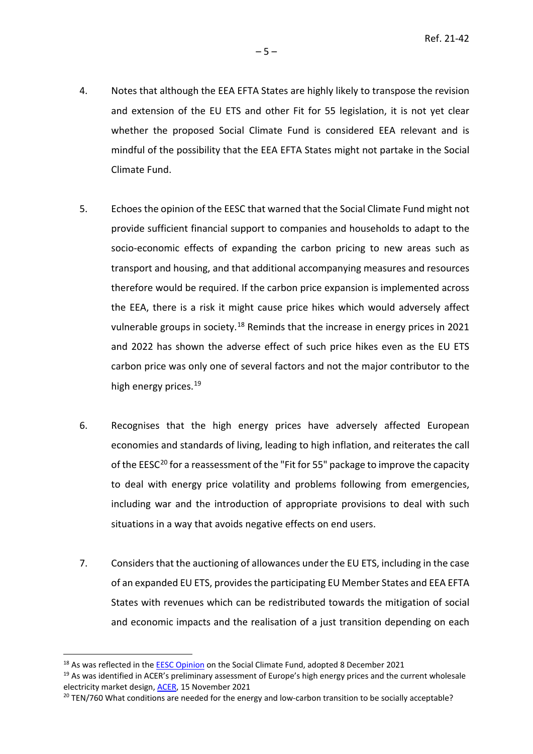4. Notes that although the EEA EFTA States are highly likely to transpose the revision and extension of the EU ETS and other Fit for 55 legislation, it is not yet clear whether the proposed Social Climate Fund is considered EEA relevant and is mindful of the possibility that the EEA EFTA States might not partake in the Social Climate Fund.

5. Echoes the opinion of the EESC that warned that the Social Climate Fund might not provide sufficient financial support to companies and households to adapt to the socio-economic effects of expanding the carbon pricing to new areas such as transport and housing, and that additional accompanying measures and resources therefore would be required. If the carbon price expansion is implemented across the EEA, there is a risk it might cause price hikes which would adversely affect vulnerable groups in society.[18] Reminds that the increase in energy prices in 2021 and 2022 has shown the adverse effect of such price hikes even as the EU ETS carbon price was only one of several factors and not the major contributor to the high energy prices.[19]

6. Recognises that the high energy prices have adversely affected European economies and standards of living, leading to high inflation, and reiterates the call of the EESC[20] for a reassessment of the "Fit for 55" package to improve the capacity to deal with energy price volatility and problems following from emergencies, including war and the introduction of appropriate provisions to deal with such situations in a way that avoids negative effects on end users.

7. Considers that the auctioning of allowances under the EU ETS, including in the case of an expanded EU ETS, provides the participating EU Member States and EEA EFTA States with revenues which can be redistributed towards the mitigation of social and economic impacts and the realisation of a just transition depending on each

---

[18] As was reflected in the EESC Opinion on the Social Climate Fund, adopted 8 December 2021

[19] As was identified in ACER's preliminary assessment of Europe's high energy prices and the current wholesale electricity market design, ACER, 15 November 2021

[20] TEN/760 What conditions are needed for the energy and low-carbon transition to be socially acceptable?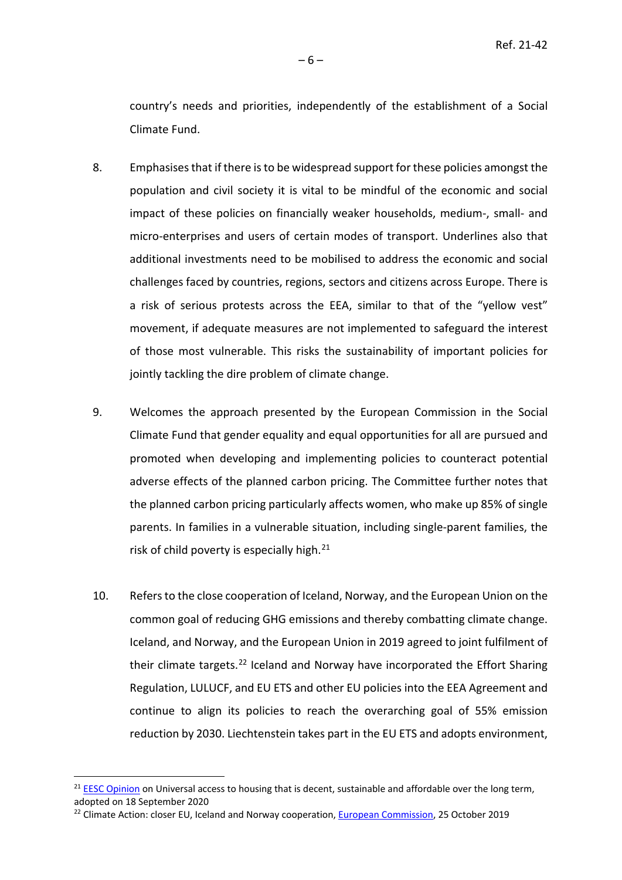country's needs and priorities, independently of the establishment of a Social Climate Fund.

8. Emphasises that if there is to be widespread support for these policies amongst the population and civil society it is vital to be mindful of the economic and social impact of these policies on financially weaker households, medium-, small- and micro-enterprises and users of certain modes of transport. Underlines also that additional investments need to be mobilised to address the economic and social challenges faced by countries, regions, sectors and citizens across Europe. There is a risk of serious protests across the EEA, similar to that of the "yellow vest" movement, if adequate measures are not implemented to safeguard the interest of those most vulnerable. This risks the sustainability of important policies for jointly tackling the dire problem of climate change.

9. Welcomes the approach presented by the European Commission in the Social Climate Fund that gender equality and equal opportunities for all are pursued and promoted when developing and implementing policies to counteract potential adverse effects of the planned carbon pricing. The Committee further notes that the planned carbon pricing particularly affects women, who make up 85% of single parents. In families in a vulnerable situation, including single-parent families, the risk of child poverty is especially high.[21]

10. Refers to the close cooperation of Iceland, Norway, and the European Union on the common goal of reducing GHG emissions and thereby combatting climate change. Iceland, and Norway, and the European Union in 2019 agreed to joint fulfilment of their climate targets.[22] Iceland and Norway have incorporated the Effort Sharing Regulation, LULUCF, and EU ETS and other EU policies into the EEA Agreement and continue to align its policies to reach the overarching goal of 55% emission reduction by 2030. Liechtenstein takes part in the EU ETS and adopts environment,

---

[21] EESC Opinion on Universal access to housing that is decent, sustainable and affordable over the long term, adopted on 18 September 2020

[22] Climate Action: closer EU, Iceland and Norway cooperation, European Commission, 25 October 2019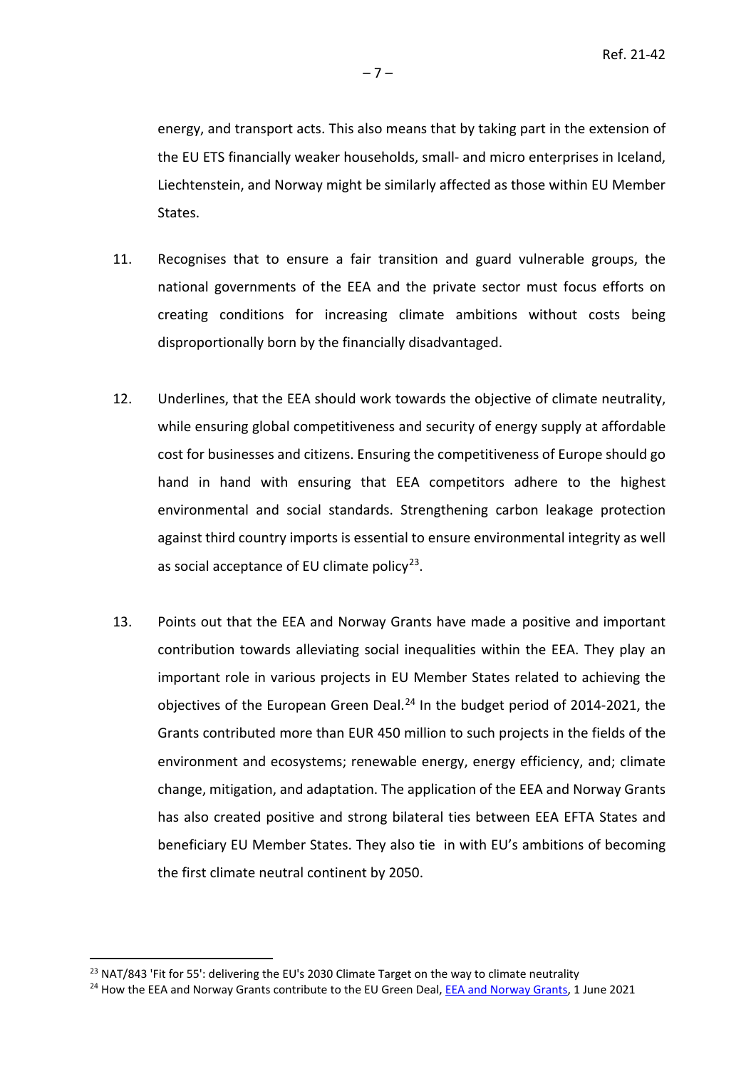energy, and transport acts. This also means that by taking part in the extension of the EU ETS financially weaker households, small- and micro enterprises in Iceland, Liechtenstein, and Norway might be similarly affected as those within EU Member States.

11. Recognises that to ensure a fair transition and guard vulnerable groups, the national governments of the EEA and the private sector must focus efforts on creating conditions for increasing climate ambitions without costs being disproportionally born by the financially disadvantaged.

12. Underlines, that the EEA should work towards the objective of climate neutrality, while ensuring global competitiveness and security of energy supply at affordable cost for businesses and citizens. Ensuring the competitiveness of Europe should go hand in hand with ensuring that EEA competitors adhere to the highest environmental and social standards. Strengthening carbon leakage protection against third country imports is essential to ensure environmental integrity as well as social acceptance of EU climate policy[23].

13. Points out that the EEA and Norway Grants have made a positive and important contribution towards alleviating social inequalities within the EEA. They play an important role in various projects in EU Member States related to achieving the objectives of the European Green Deal.[24] In the budget period of 2014-2021, the Grants contributed more than EUR 450 million to such projects in the fields of the environment and ecosystems; renewable energy, energy efficiency, and; climate change, mitigation, and adaptation. The application of the EEA and Norway Grants has also created positive and strong bilateral ties between EEA EFTA States and beneficiary EU Member States. They also tie in with EU's ambitions of becoming the first climate neutral continent by 2050.

---

[23] NAT/843 'Fit for 55': delivering the EU's 2030 Climate Target on the way to climate neutrality

[24] How the EEA and Norway Grants contribute to the EU Green Deal, EEA and Norway Grants, 1 June 2021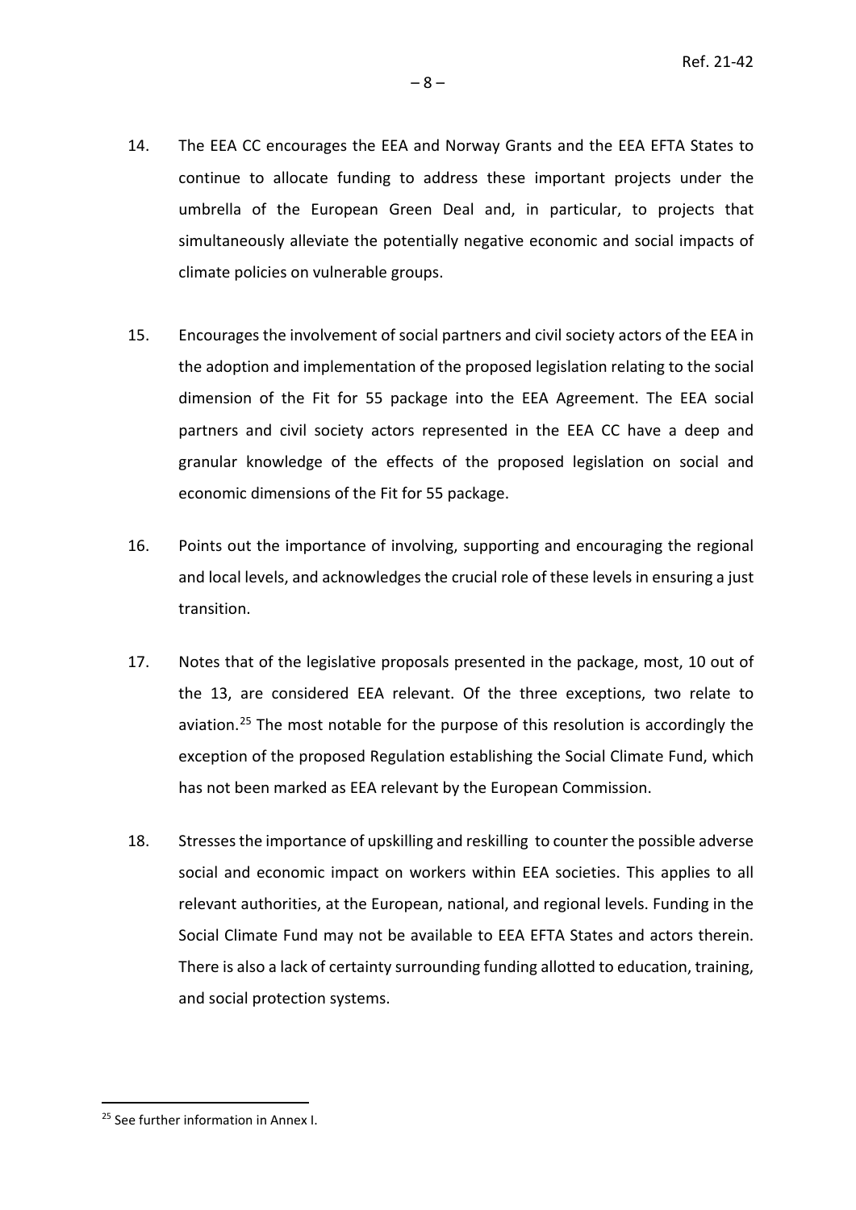14. The EEA CC encourages the EEA and Norway Grants and the EEA EFTA States to continue to allocate funding to address these important projects under the umbrella of the European Green Deal and, in particular, to projects that simultaneously alleviate the potentially negative economic and social impacts of climate policies on vulnerable groups.

15. Encourages the involvement of social partners and civil society actors of the EEA in the adoption and implementation of the proposed legislation relating to the social dimension of the Fit for 55 package into the EEA Agreement. The EEA social partners and civil society actors represented in the EEA CC have a deep and granular knowledge of the effects of the proposed legislation on social and economic dimensions of the Fit for 55 package.

16. Points out the importance of involving, supporting and encouraging the regional and local levels, and acknowledges the crucial role of these levels in ensuring a just transition.

17. Notes that of the legislative proposals presented in the package, most, 10 out of the 13, are considered EEA relevant. Of the three exceptions, two relate to aviation.[25] The most notable for the purpose of this resolution is accordingly the exception of the proposed Regulation establishing the Social Climate Fund, which has not been marked as EEA relevant by the European Commission.

18. Stresses the importance of upskilling and reskilling to counter the possible adverse social and economic impact on workers within EEA societies. This applies to all relevant authorities, at the European, national, and regional levels. Funding in the Social Climate Fund may not be available to EEA EFTA States and actors therein. There is also a lack of certainty surrounding funding allotted to education, training, and social protection systems.

---

[25] See further information in Annex I.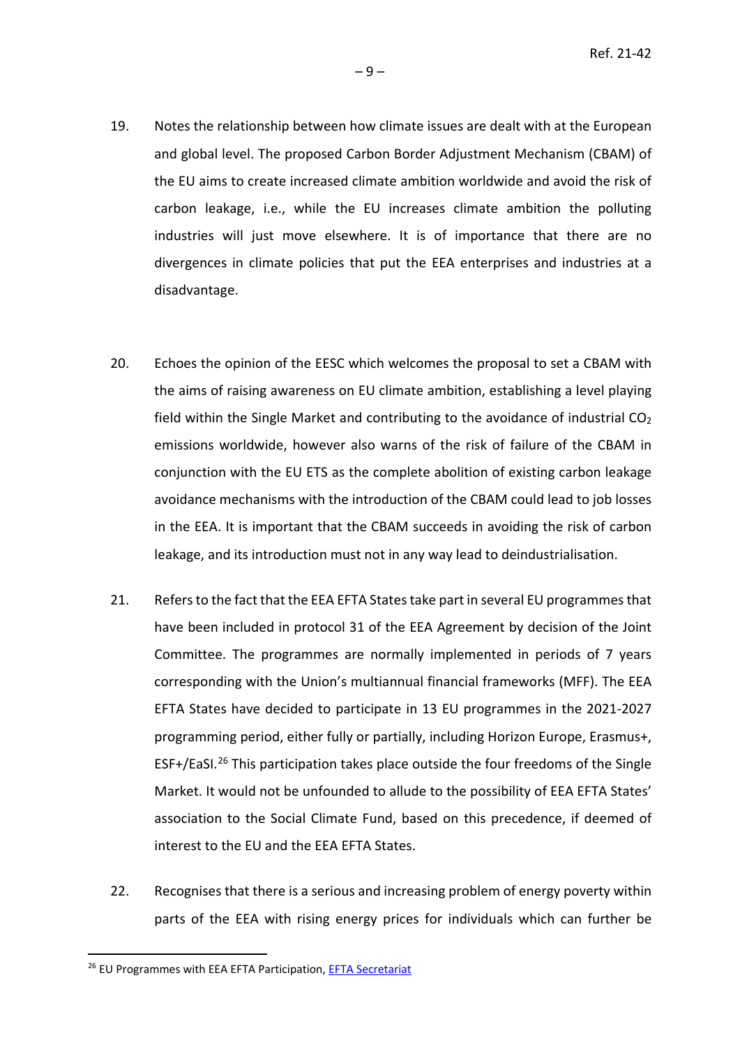19. Notes the relationship between how climate issues are dealt with at the European and global level. The proposed Carbon Border Adjustment Mechanism (CBAM) of the EU aims to create increased climate ambition worldwide and avoid the risk of carbon leakage, i.e., while the EU increases climate ambition the polluting industries will just move elsewhere. It is of importance that there are no divergences in climate policies that put the EEA enterprises and industries at a disadvantage.

20. Echoes the opinion of the EESC which welcomes the proposal to set a CBAM with the aims of raising awareness on EU climate ambition, establishing a level playing field within the Single Market and contributing to the avoidance of industrial $CO_2$ emissions worldwide, however also warns of the risk of failure of the CBAM in conjunction with the EU ETS as the complete abolition of existing carbon leakage avoidance mechanisms with the introduction of the CBAM could lead to job losses in the EEA. It is important that the CBAM succeeds in avoiding the risk of carbon leakage, and its introduction must not in any way lead to deindustrialisation.

21. Refers to the fact that the EEA EFTA States take part in several EU programmes that have been included in protocol 31 of the EEA Agreement by decision of the Joint Committee. The programmes are normally implemented in periods of 7 years corresponding with the Union's multiannual financial frameworks (MFF). The EEA EFTA States have decided to participate in 13 EU programmes in the 2021-2027 programming period, either fully or partially, including Horizon Europe, Erasmus+, ESF+/EaSI.[26] This participation takes place outside the four freedoms of the Single Market. It would not be unfounded to allude to the possibility of EEA EFTA States' association to the Social Climate Fund, based on this precedence, if deemed of interest to the EU and the EEA EFTA States.

22. Recognises that there is a serious and increasing problem of energy poverty within parts of the EEA with rising energy prices for individuals which can further be

---

[26] EU Programmes with EEA EFTA Participation, EFTA Secretariat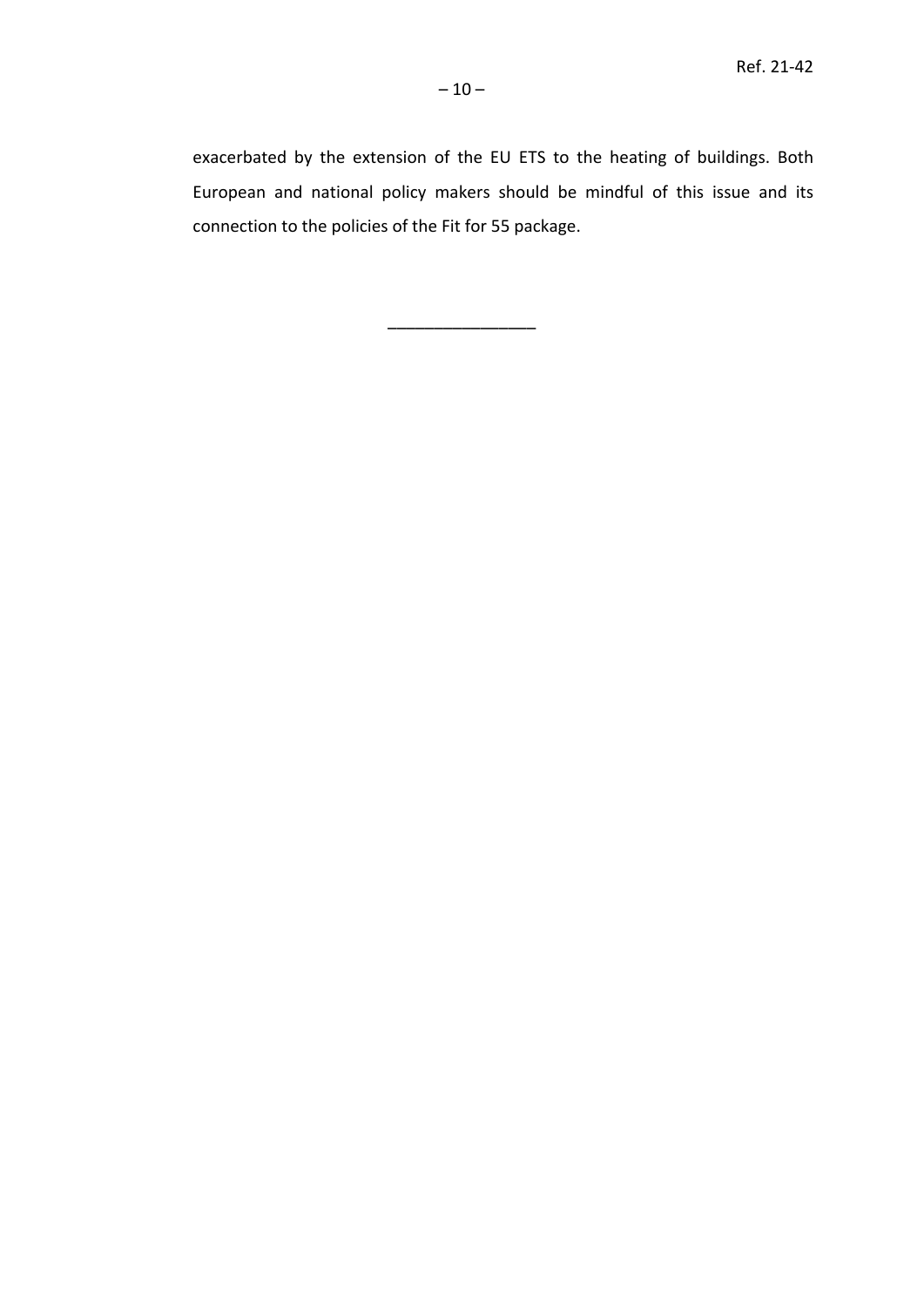exacerbated by the extension of the EU ETS to the heating of buildings. Both European and national policy makers should be mindful of this issue and its connection to the policies of the Fit for 55 package.

\_\_\_\_\_\_\_\_\_\_\_\_\_\_\_\_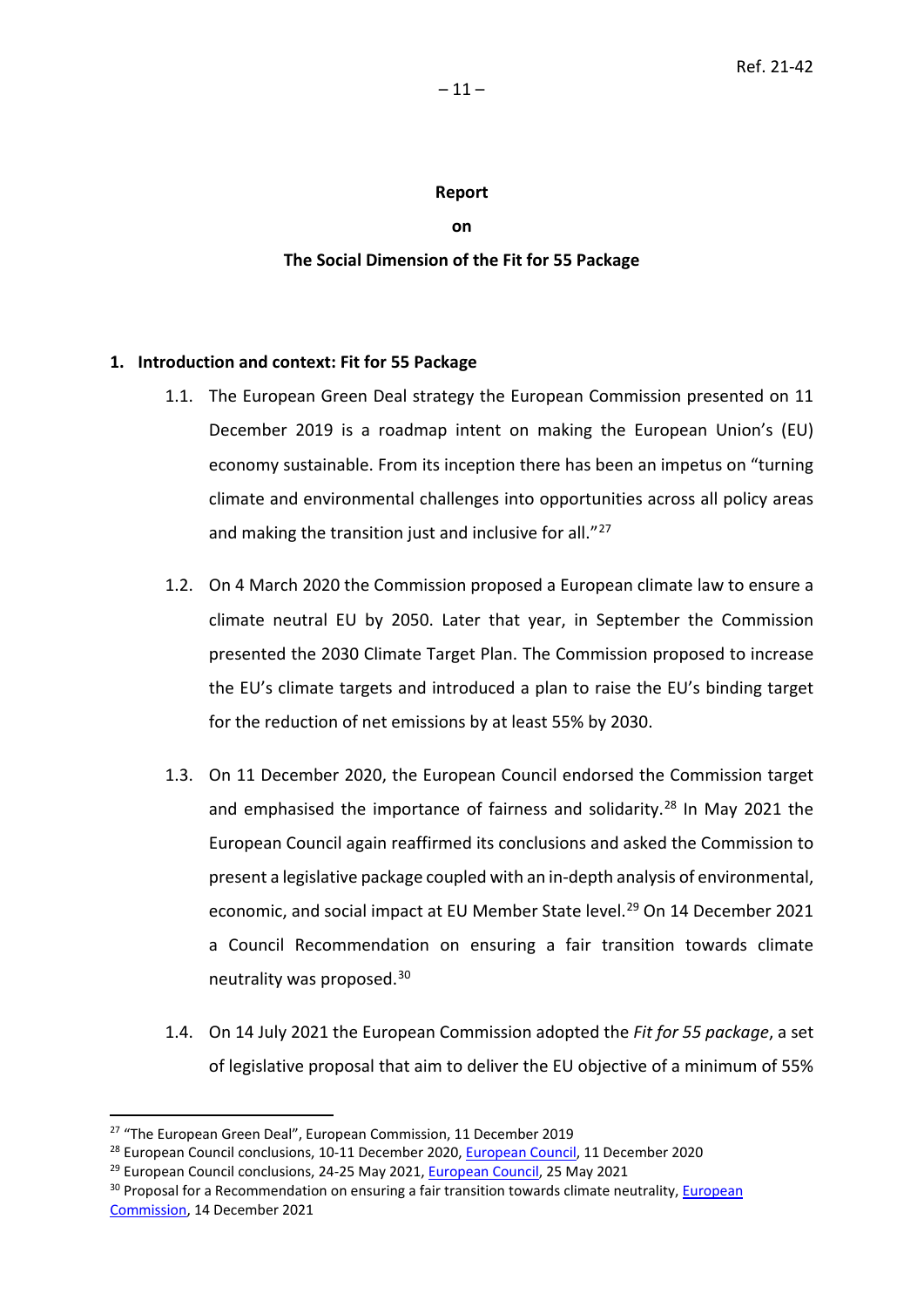**Report**

**on**

**The Social Dimension of the Fit for 55 Package**

## 1. Introduction and context: Fit for 55 Package

1.1. The European Green Deal strategy the European Commission presented on 11 December 2019 is a roadmap intent on making the European Union's (EU) economy sustainable. From its inception there has been an impetus on "turning climate and environmental challenges into opportunities across all policy areas and making the transition just and inclusive for all."[27]

1.2. On 4 March 2020 the Commission proposed a European climate law to ensure a climate neutral EU by 2050. Later that year, in September the Commission presented the 2030 Climate Target Plan. The Commission proposed to increase the EU's climate targets and introduced a plan to raise the EU's binding target for the reduction of net emissions by at least 55% by 2030.

1.3. On 11 December 2020, the European Council endorsed the Commission target and emphasised the importance of fairness and solidarity.[28] In May 2021 the European Council again reaffirmed its conclusions and asked the Commission to present a legislative package coupled with an in-depth analysis of environmental, economic, and social impact at EU Member State level.[29] On 14 December 2021 a Council Recommendation on ensuring a fair transition towards climate neutrality was proposed.[30]

1.4. On 14 July 2021 the European Commission adopted the *Fit for 55 package*, a set of legislative proposal that aim to deliver the EU objective of a minimum of 55%

---

[27] "The European Green Deal", European Commission, 11 December 2019

[28] European Council conclusions, 10-11 December 2020, European Council, 11 December 2020

[29] European Council conclusions, 24-25 May 2021, European Council, 25 May 2021

[30] Proposal for a Recommendation on ensuring a fair transition towards climate neutrality, European Commission, 14 December 2021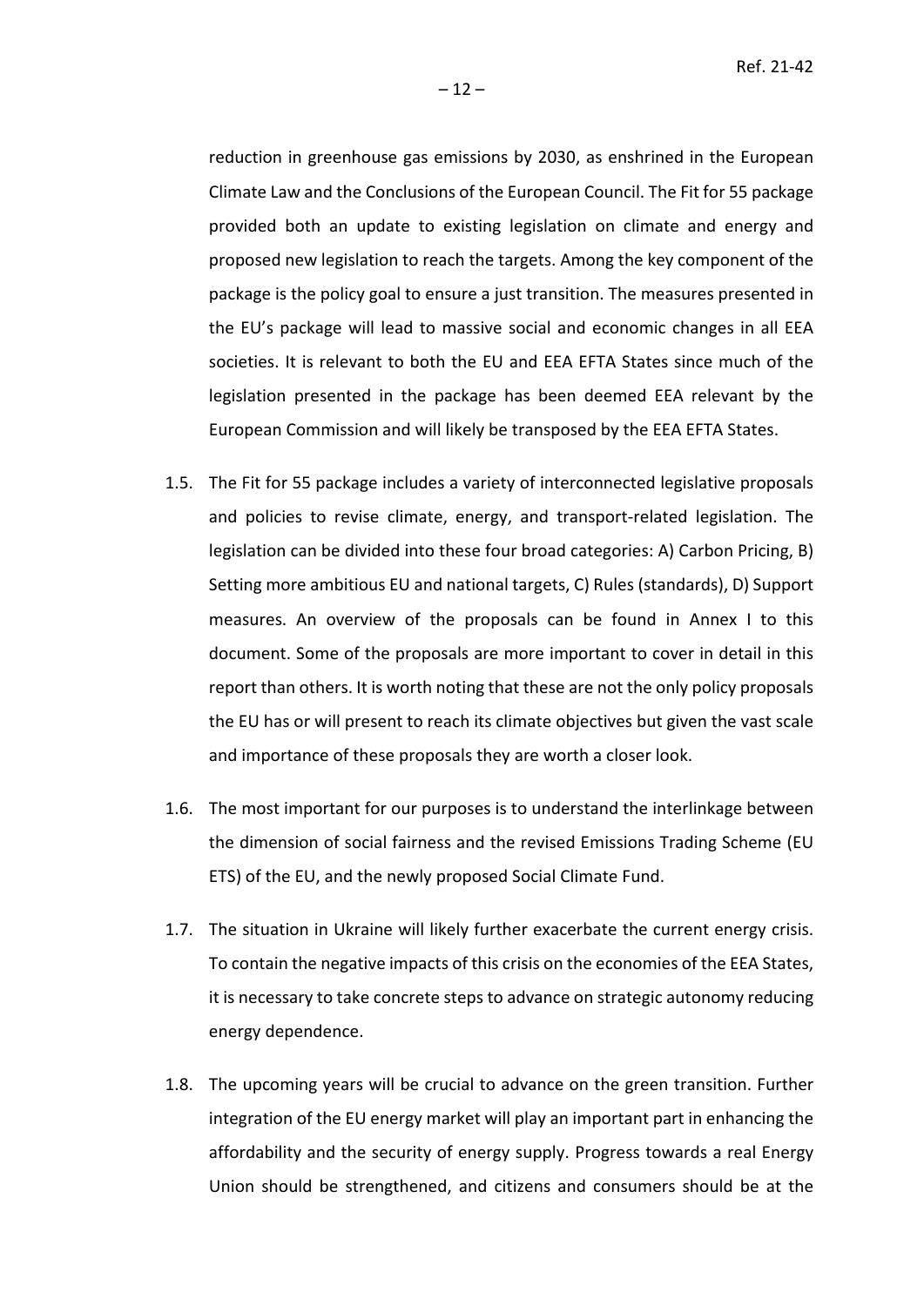reduction in greenhouse gas emissions by 2030, as enshrined in the European Climate Law and the Conclusions of the European Council. The Fit for 55 package provided both an update to existing legislation on climate and energy and proposed new legislation to reach the targets. Among the key component of the package is the policy goal to ensure a just transition. The measures presented in the EU's package will lead to massive social and economic changes in all EEA societies. It is relevant to both the EU and EEA EFTA States since much of the legislation presented in the package has been deemed EEA relevant by the European Commission and will likely be transposed by the EEA EFTA States.

1.5. The Fit for 55 package includes a variety of interconnected legislative proposals and policies to revise climate, energy, and transport-related legislation. The legislation can be divided into these four broad categories: A) Carbon Pricing, B) Setting more ambitious EU and national targets, C) Rules (standards), D) Support measures. An overview of the proposals can be found in Annex I to this document. Some of the proposals are more important to cover in detail in this report than others. It is worth noting that these are not the only policy proposals the EU has or will present to reach its climate objectives but given the vast scale and importance of these proposals they are worth a closer look.

1.6. The most important for our purposes is to understand the interlinkage between the dimension of social fairness and the revised Emissions Trading Scheme (EU ETS) of the EU, and the newly proposed Social Climate Fund.

1.7. The situation in Ukraine will likely further exacerbate the current energy crisis. To contain the negative impacts of this crisis on the economies of the EEA States, it is necessary to take concrete steps to advance on strategic autonomy reducing energy dependence.

1.8. The upcoming years will be crucial to advance on the green transition. Further integration of the EU energy market will play an important part in enhancing the affordability and the security of energy supply. Progress towards a real Energy Union should be strengthened, and citizens and consumers should be at the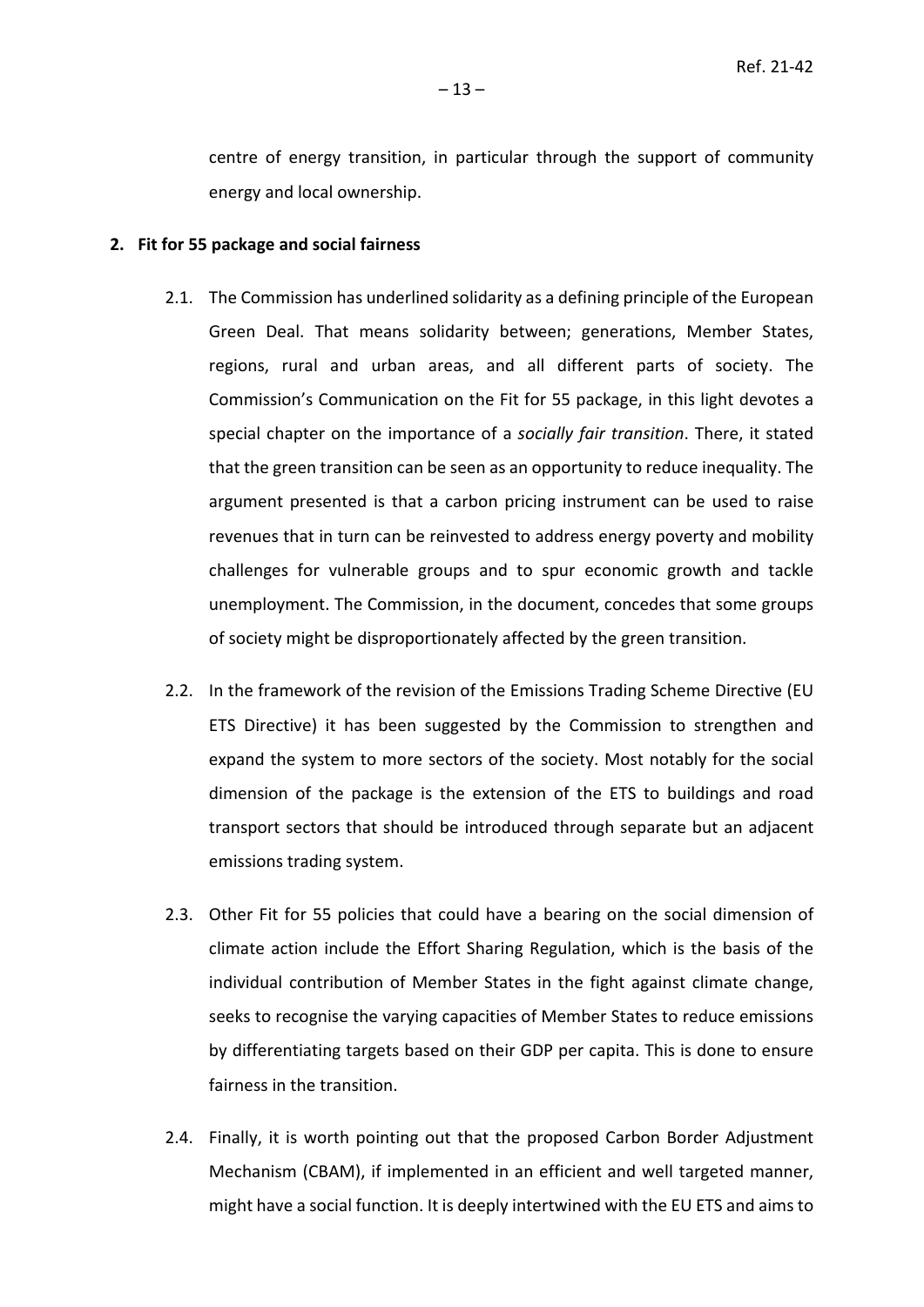centre of energy transition, in particular through the support of community energy and local ownership.

**2. Fit for 55 package and social fairness**

2.1. The Commission has underlined solidarity as a defining principle of the European Green Deal. That means solidarity between; generations, Member States, regions, rural and urban areas, and all different parts of society. The Commission's Communication on the Fit for 55 package, in this light devotes a special chapter on the importance of a *socially fair transition*. There, it stated that the green transition can be seen as an opportunity to reduce inequality. The argument presented is that a carbon pricing instrument can be used to raise revenues that in turn can be reinvested to address energy poverty and mobility challenges for vulnerable groups and to spur economic growth and tackle unemployment. The Commission, in the document, concedes that some groups of society might be disproportionately affected by the green transition.

2.2. In the framework of the revision of the Emissions Trading Scheme Directive (EU ETS Directive) it has been suggested by the Commission to strengthen and expand the system to more sectors of the society. Most notably for the social dimension of the package is the extension of the ETS to buildings and road transport sectors that should be introduced through separate but an adjacent emissions trading system.

2.3. Other Fit for 55 policies that could have a bearing on the social dimension of climate action include the Effort Sharing Regulation, which is the basis of the individual contribution of Member States in the fight against climate change, seeks to recognise the varying capacities of Member States to reduce emissions by differentiating targets based on their GDP per capita. This is done to ensure fairness in the transition.

2.4. Finally, it is worth pointing out that the proposed Carbon Border Adjustment Mechanism (CBAM), if implemented in an efficient and well targeted manner, might have a social function. It is deeply intertwined with the EU ETS and aims to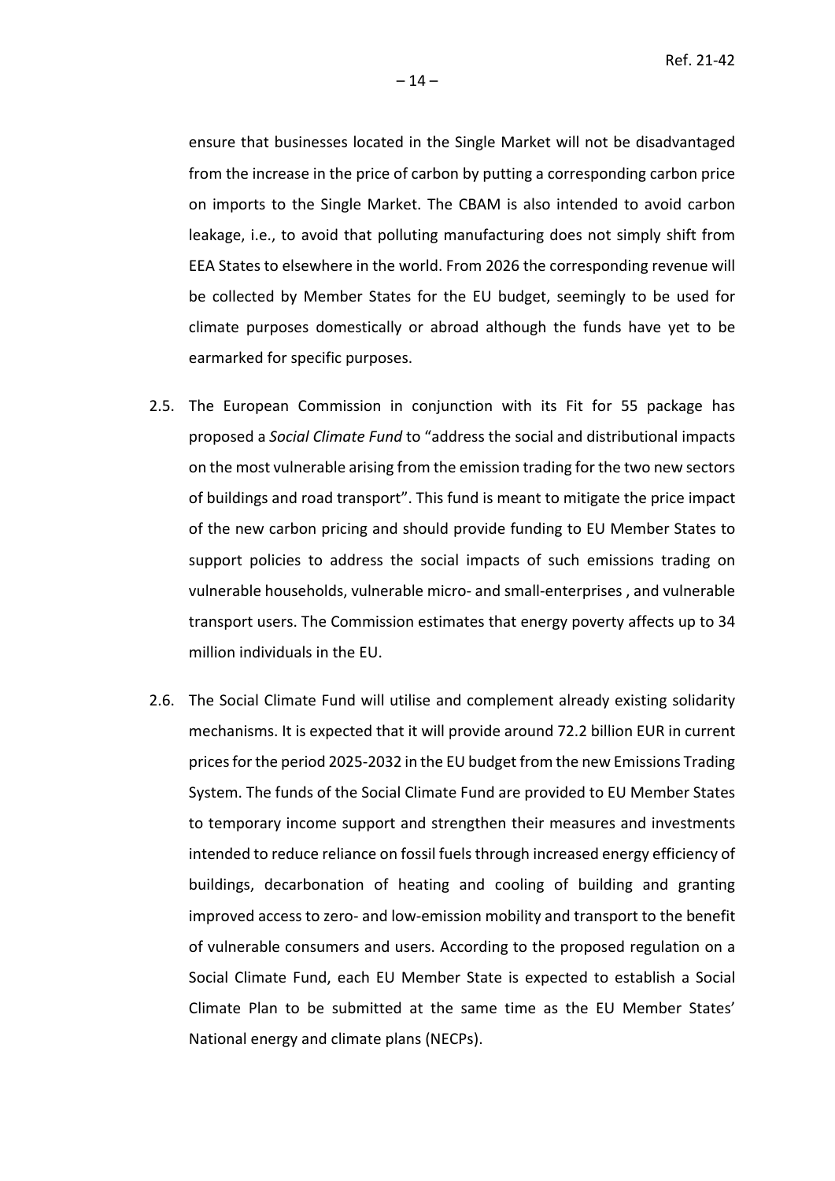ensure that businesses located in the Single Market will not be disadvantaged from the increase in the price of carbon by putting a corresponding carbon price on imports to the Single Market. The CBAM is also intended to avoid carbon leakage, i.e., to avoid that polluting manufacturing does not simply shift from EEA States to elsewhere in the world. From 2026 the corresponding revenue will be collected by Member States for the EU budget, seemingly to be used for climate purposes domestically or abroad although the funds have yet to be earmarked for specific purposes.

2.5. The European Commission in conjunction with its Fit for 55 package has proposed a *Social Climate Fund* to "address the social and distributional impacts on the most vulnerable arising from the emission trading for the two new sectors of buildings and road transport". This fund is meant to mitigate the price impact of the new carbon pricing and should provide funding to EU Member States to support policies to address the social impacts of such emissions trading on vulnerable households, vulnerable micro- and small-enterprises , and vulnerable transport users. The Commission estimates that energy poverty affects up to 34 million individuals in the EU.

2.6. The Social Climate Fund will utilise and complement already existing solidarity mechanisms. It is expected that it will provide around 72.2 billion EUR in current prices for the period 2025-2032 in the EU budget from the new Emissions Trading System. The funds of the Social Climate Fund are provided to EU Member States to temporary income support and strengthen their measures and investments intended to reduce reliance on fossil fuels through increased energy efficiency of buildings, decarbonation of heating and cooling of building and granting improved access to zero- and low-emission mobility and transport to the benefit of vulnerable consumers and users. According to the proposed regulation on a Social Climate Fund, each EU Member State is expected to establish a Social Climate Plan to be submitted at the same time as the EU Member States' National energy and climate plans (NECPs).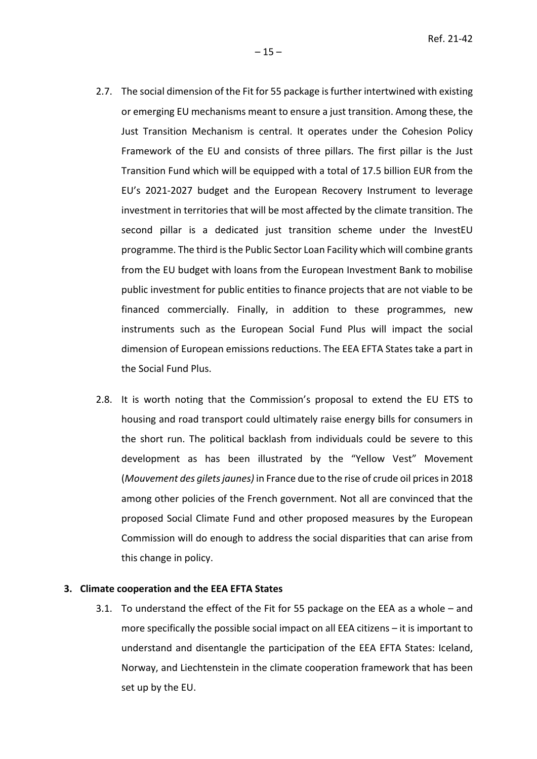2.7. The social dimension of the Fit for 55 package is further intertwined with existing or emerging EU mechanisms meant to ensure a just transition. Among these, the Just Transition Mechanism is central. It operates under the Cohesion Policy Framework of the EU and consists of three pillars. The first pillar is the Just Transition Fund which will be equipped with a total of 17.5 billion EUR from the EU's 2021-2027 budget and the European Recovery Instrument to leverage investment in territories that will be most affected by the climate transition. The second pillar is a dedicated just transition scheme under the InvestEU programme. The third is the Public Sector Loan Facility which will combine grants from the EU budget with loans from the European Investment Bank to mobilise public investment for public entities to finance projects that are not viable to be financed commercially. Finally, in addition to these programmes, new instruments such as the European Social Fund Plus will impact the social dimension of European emissions reductions. The EEA EFTA States take a part in the Social Fund Plus.

2.8. It is worth noting that the Commission's proposal to extend the EU ETS to housing and road transport could ultimately raise energy bills for consumers in the short run. The political backlash from individuals could be severe to this development as has been illustrated by the "Yellow Vest" Movement (*Mouvement des gilets jaunes)* in France due to the rise of crude oil prices in 2018 among other policies of the French government. Not all are convinced that the proposed Social Climate Fund and other proposed measures by the European Commission will do enough to address the social disparities that can arise from this change in policy.

## 3. Climate cooperation and the EEA EFTA States

3.1. To understand the effect of the Fit for 55 package on the EEA as a whole – and more specifically the possible social impact on all EEA citizens – it is important to understand and disentangle the participation of the EEA EFTA States: Iceland, Norway, and Liechtenstein in the climate cooperation framework that has been set up by the EU.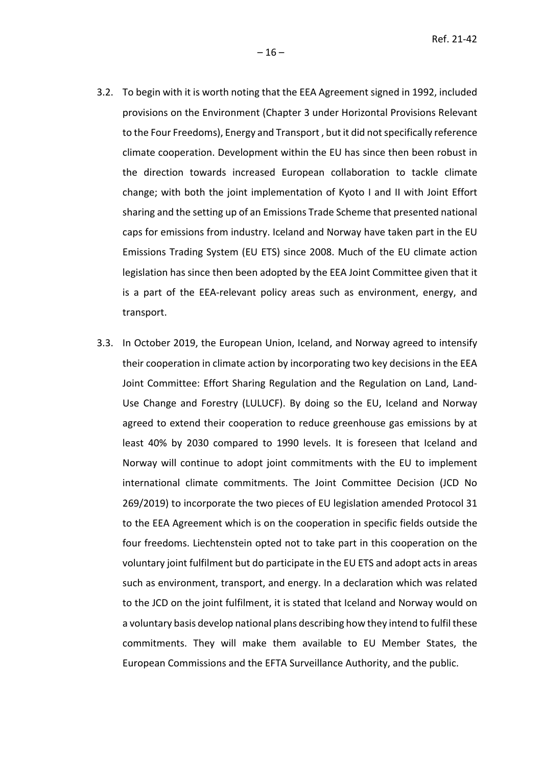3.2. To begin with it is worth noting that the EEA Agreement signed in 1992, included provisions on the Environment (Chapter 3 under Horizontal Provisions Relevant to the Four Freedoms), Energy and Transport , but it did not specifically reference climate cooperation. Development within the EU has since then been robust in the direction towards increased European collaboration to tackle climate change; with both the joint implementation of Kyoto I and II with Joint Effort sharing and the setting up of an Emissions Trade Scheme that presented national caps for emissions from industry. Iceland and Norway have taken part in the EU Emissions Trading System (EU ETS) since 2008. Much of the EU climate action legislation has since then been adopted by the EEA Joint Committee given that it is a part of the EEA-relevant policy areas such as environment, energy, and transport.

3.3. In October 2019, the European Union, Iceland, and Norway agreed to intensify their cooperation in climate action by incorporating two key decisions in the EEA Joint Committee: Effort Sharing Regulation and the Regulation on Land, Land-Use Change and Forestry (LULUCF). By doing so the EU, Iceland and Norway agreed to extend their cooperation to reduce greenhouse gas emissions by at least 40% by 2030 compared to 1990 levels. It is foreseen that Iceland and Norway will continue to adopt joint commitments with the EU to implement international climate commitments. The Joint Committee Decision (JCD No 269/2019) to incorporate the two pieces of EU legislation amended Protocol 31 to the EEA Agreement which is on the cooperation in specific fields outside the four freedoms. Liechtenstein opted not to take part in this cooperation on the voluntary joint fulfilment but do participate in the EU ETS and adopt acts in areas such as environment, transport, and energy. In a declaration which was related to the JCD on the joint fulfilment, it is stated that Iceland and Norway would on a voluntary basis develop national plans describing how they intend to fulfil these commitments. They will make them available to EU Member States, the European Commissions and the EFTA Surveillance Authority, and the public.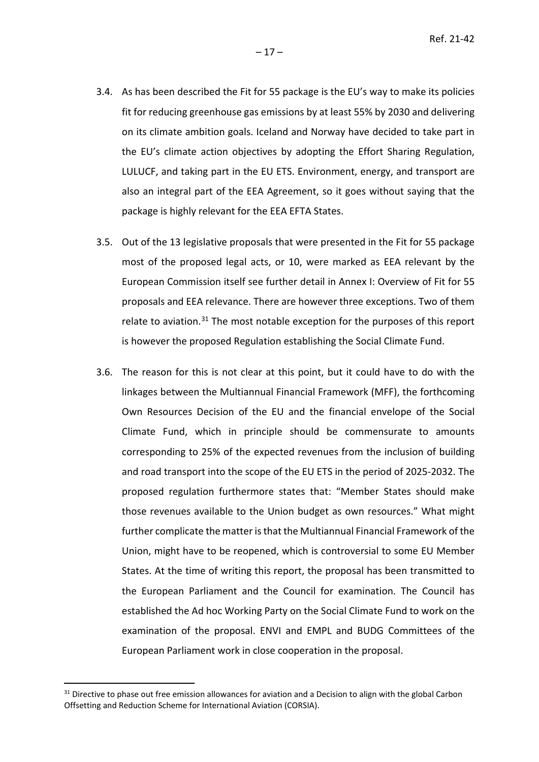3.4. As has been described the Fit for 55 package is the EU's way to make its policies fit for reducing greenhouse gas emissions by at least 55% by 2030 and delivering on its climate ambition goals. Iceland and Norway have decided to take part in the EU's climate action objectives by adopting the Effort Sharing Regulation, LULUCF, and taking part in the EU ETS. Environment, energy, and transport are also an integral part of the EEA Agreement, so it goes without saying that the package is highly relevant for the EEA EFTA States.

3.5. Out of the 13 legislative proposals that were presented in the Fit for 55 package most of the proposed legal acts, or 10, were marked as EEA relevant by the European Commission itself see further detail in Annex I: Overview of Fit for 55 proposals and EEA relevance. There are however three exceptions. Two of them relate to aviation.[31] The most notable exception for the purposes of this report is however the proposed Regulation establishing the Social Climate Fund.

3.6. The reason for this is not clear at this point, but it could have to do with the linkages between the Multiannual Financial Framework (MFF), the forthcoming Own Resources Decision of the EU and the financial envelope of the Social Climate Fund, which in principle should be commensurate to amounts corresponding to 25% of the expected revenues from the inclusion of building and road transport into the scope of the EU ETS in the period of 2025-2032. The proposed regulation furthermore states that: "Member States should make those revenues available to the Union budget as own resources." What might further complicate the matter is that the Multiannual Financial Framework of the Union, might have to be reopened, which is controversial to some EU Member States. At the time of writing this report, the proposal has been transmitted to the European Parliament and the Council for examination. The Council has established the Ad hoc Working Party on the Social Climate Fund to work on the examination of the proposal. ENVI and EMPL and BUDG Committees of the European Parliament work in close cooperation in the proposal.

[31] Directive to phase out free emission allowances for aviation and a Decision to align with the global Carbon Offsetting and Reduction Scheme for International Aviation (CORSIA).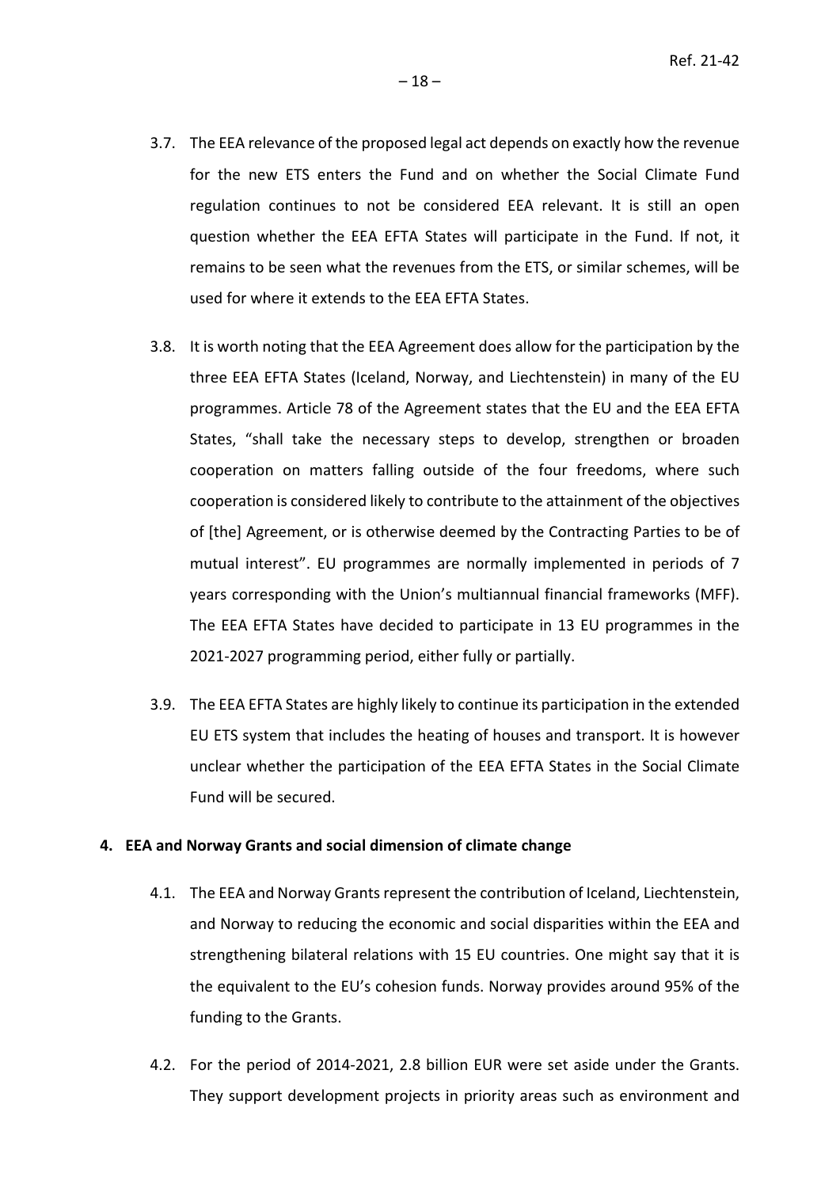3.7. The EEA relevance of the proposed legal act depends on exactly how the revenue for the new ETS enters the Fund and on whether the Social Climate Fund regulation continues to not be considered EEA relevant. It is still an open question whether the EEA EFTA States will participate in the Fund. If not, it remains to be seen what the revenues from the ETS, or similar schemes, will be used for where it extends to the EEA EFTA States.

3.8. It is worth noting that the EEA Agreement does allow for the participation by the three EEA EFTA States (Iceland, Norway, and Liechtenstein) in many of the EU programmes. Article 78 of the Agreement states that the EU and the EEA EFTA States, "shall take the necessary steps to develop, strengthen or broaden cooperation on matters falling outside of the four freedoms, where such cooperation is considered likely to contribute to the attainment of the objectives of [the] Agreement, or is otherwise deemed by the Contracting Parties to be of mutual interest". EU programmes are normally implemented in periods of 7 years corresponding with the Union's multiannual financial frameworks (MFF). The EEA EFTA States have decided to participate in 13 EU programmes in the 2021-2027 programming period, either fully or partially.

3.9. The EEA EFTA States are highly likely to continue its participation in the extended EU ETS system that includes the heating of houses and transport. It is however unclear whether the participation of the EEA EFTA States in the Social Climate Fund will be secured.

## 4. EEA and Norway Grants and social dimension of climate change

4.1. The EEA and Norway Grants represent the contribution of Iceland, Liechtenstein, and Norway to reducing the economic and social disparities within the EEA and strengthening bilateral relations with 15 EU countries. One might say that it is the equivalent to the EU's cohesion funds. Norway provides around 95% of the funding to the Grants.

4.2. For the period of 2014-2021, 2.8 billion EUR were set aside under the Grants. They support development projects in priority areas such as environment and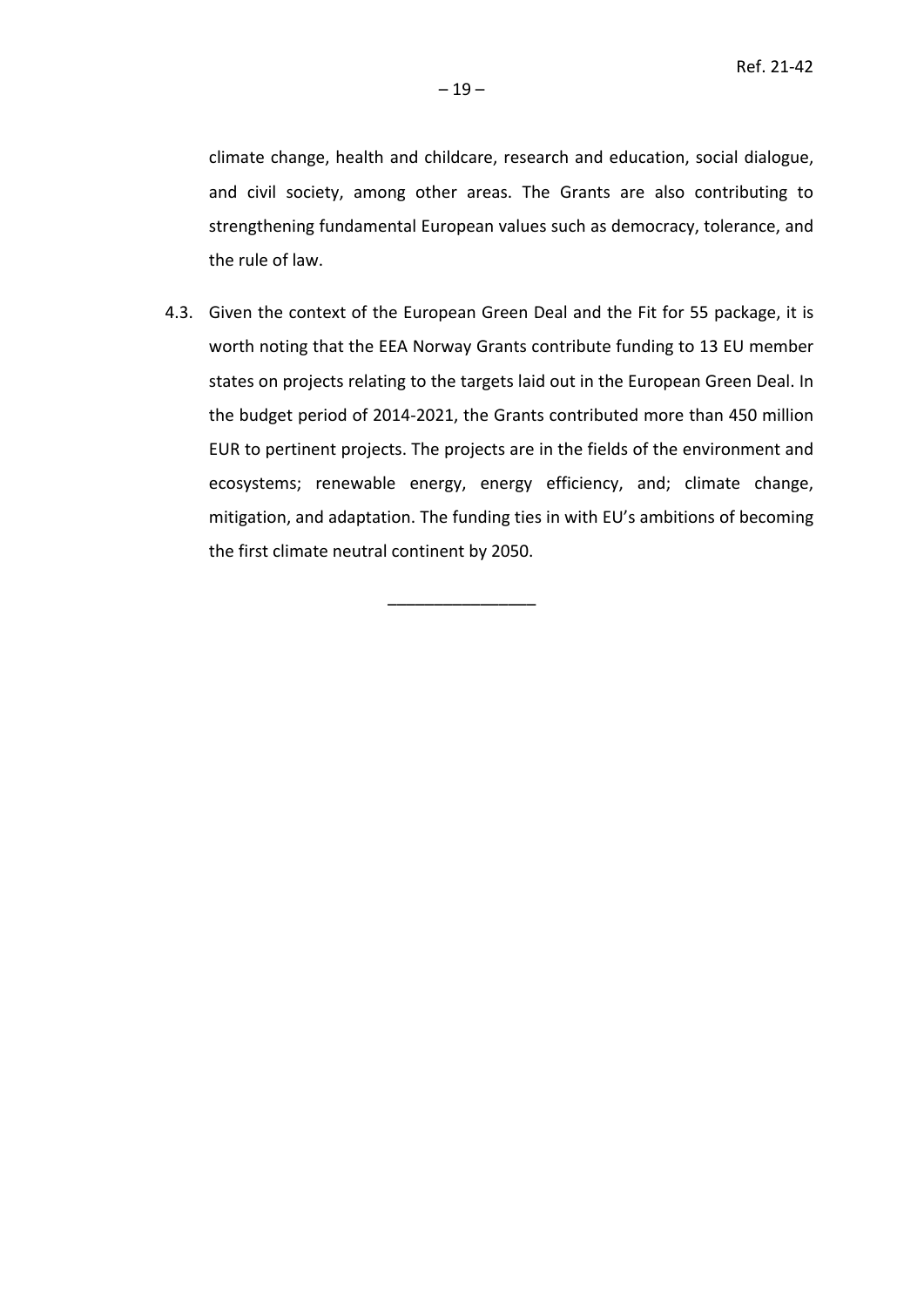climate change, health and childcare, research and education, social dialogue, and civil society, among other areas. The Grants are also contributing to strengthening fundamental European values such as democracy, tolerance, and the rule of law.

4.3. Given the context of the European Green Deal and the Fit for 55 package, it is worth noting that the EEA Norway Grants contribute funding to 13 EU member states on projects relating to the targets laid out in the European Green Deal. In the budget period of 2014-2021, the Grants contributed more than 450 million EUR to pertinent projects. The projects are in the fields of the environment and ecosystems; renewable energy, energy efficiency, and; climate change, mitigation, and adaptation. The funding ties in with EU's ambitions of becoming the first climate neutral continent by 2050.

\_\_\_\_\_\_\_\_\_\_\_\_\_\_\_\_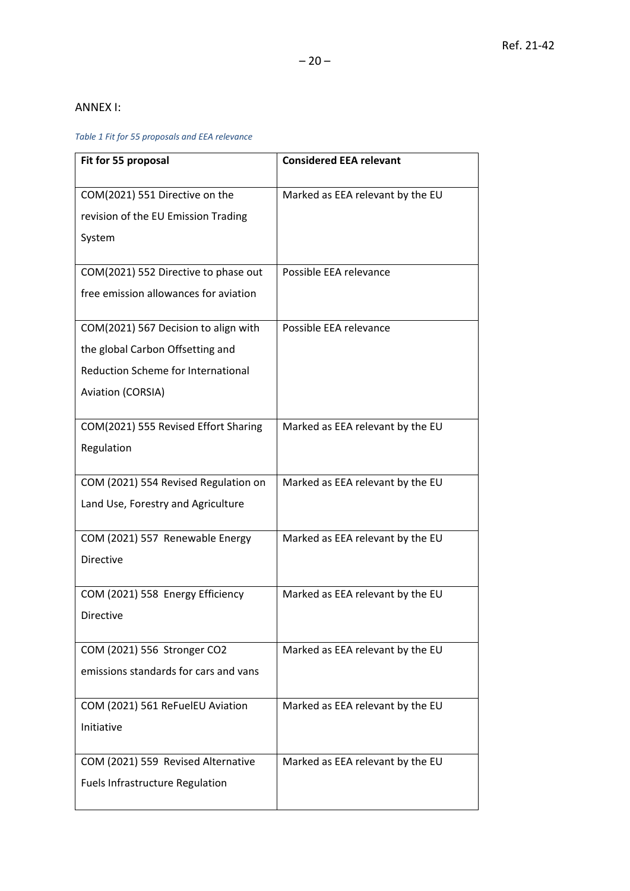ANNEX I:

*Table 1 Fit for 55 proposals and EEA relevance*

| Fit for 55 proposal | Considered EEA relevant |
|---|---|
| COM(2021) 551 Directive on the revision of the EU Emission Trading System | Marked as EEA relevant by the EU |
| COM(2021) 552 Directive to phase out free emission allowances for aviation | Possible EEA relevance |
| COM(2021) 567 Decision to align with the global Carbon Offsetting and Reduction Scheme for International Aviation (CORSIA) | Possible EEA relevance |
| COM(2021) 555 Revised Effort Sharing Regulation | Marked as EEA relevant by the EU |
| COM (2021) 554 Revised Regulation on Land Use, Forestry and Agriculture | Marked as EEA relevant by the EU |
| COM (2021) 557 Renewable Energy Directive | Marked as EEA relevant by the EU |
| COM (2021) 558 Energy Efficiency Directive | Marked as EEA relevant by the EU |
| COM (2021) 556 Stronger CO2 emissions standards for cars and vans | Marked as EEA relevant by the EU |
| COM (2021) 561 ReFuelEU Aviation Initiative | Marked as EEA relevant by the EU |
| COM (2021) 559 Revised Alternative Fuels Infrastructure Regulation | Marked as EEA relevant by the EU |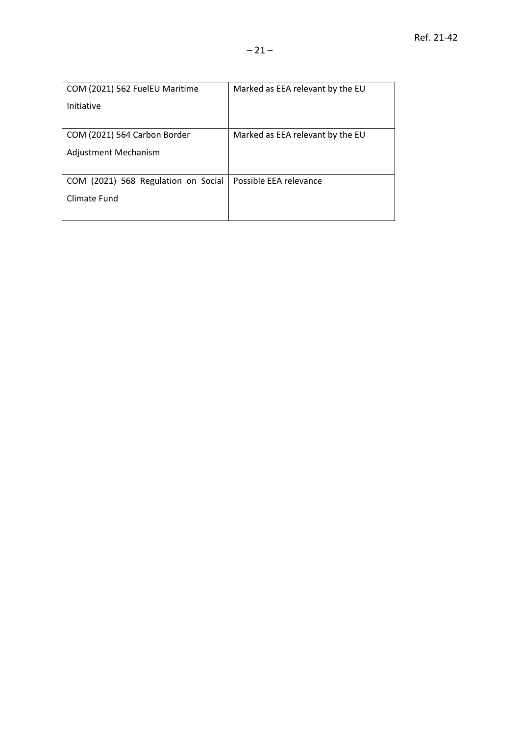| | |
|---|---|
| COM (2021) 562 FuelEU Maritime Initiative | Marked as EEA relevant by the EU |
| COM (2021) 564 Carbon Border Adjustment Mechanism | Marked as EEA relevant by the EU |
| COM (2021) 568 Regulation on Social Climate Fund | Possible EEA relevance |